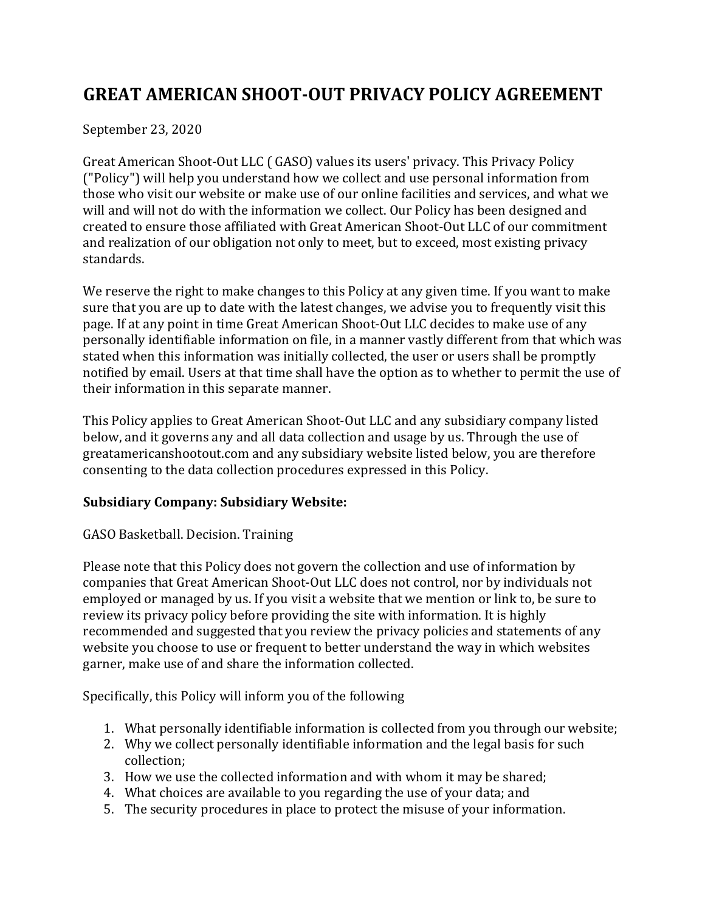# GREAT AMERICAN SHOOT-OUT PRIVACY POLICY AGREEMENT

September 23, 2020

Great American Shoot-Out LLC ( GASO) values its users' privacy. This Privacy Policy ("Policy") will help you understand how we collect and use personal information from those who visit our website or make use of our online facilities and services, and what we will and will not do with the information we collect. Our Policy has been designed and created to ensure those affiliated with Great American Shoot-Out LLC of our commitment and realization of our obligation not only to meet, but to exceed, most existing privacy standards.

We reserve the right to make changes to this Policy at any given time. If you want to make sure that you are up to date with the latest changes, we advise you to frequently visit this page. If at any point in time Great American Shoot-Out LLC decides to make use of any personally identifiable information on file, in a manner vastly different from that which was stated when this information was initially collected, the user or users shall be promptly notified by email. Users at that time shall have the option as to whether to permit the use of their information in this separate manner.

This Policy applies to Great American Shoot-Out LLC and any subsidiary company listed below, and it governs any and all data collection and usage by us. Through the use of greatamericanshootout.com and any subsidiary website listed below, you are therefore consenting to the data collection procedures expressed in this Policy.

**Subsidiary Company: Subsidiary Website:**

GASO Basketball. Decision. Training

Please note that this Policy does not govern the collection and use of information by companies that Great American Shoot-Out LLC does not control, nor by individuals not employed or managed by us. If you visit a website that we mention or link to, be sure to review its privacy policy before providing the site with information. It is highly recommended and suggested that you review the privacy policies and statements of any website you choose to use or frequent to better understand the way in which websites garner, make use of and share the information collected.

Specifically, this Policy will inform you of the following

1. What personally identifiable information is collected from you through our website;
2. Why we collect personally identifiable information and the legal basis for such collection;
3. How we use the collected information and with whom it may be shared;
4. What choices are available to you regarding the use of your data; and
5. The security procedures in place to protect the misuse of your information.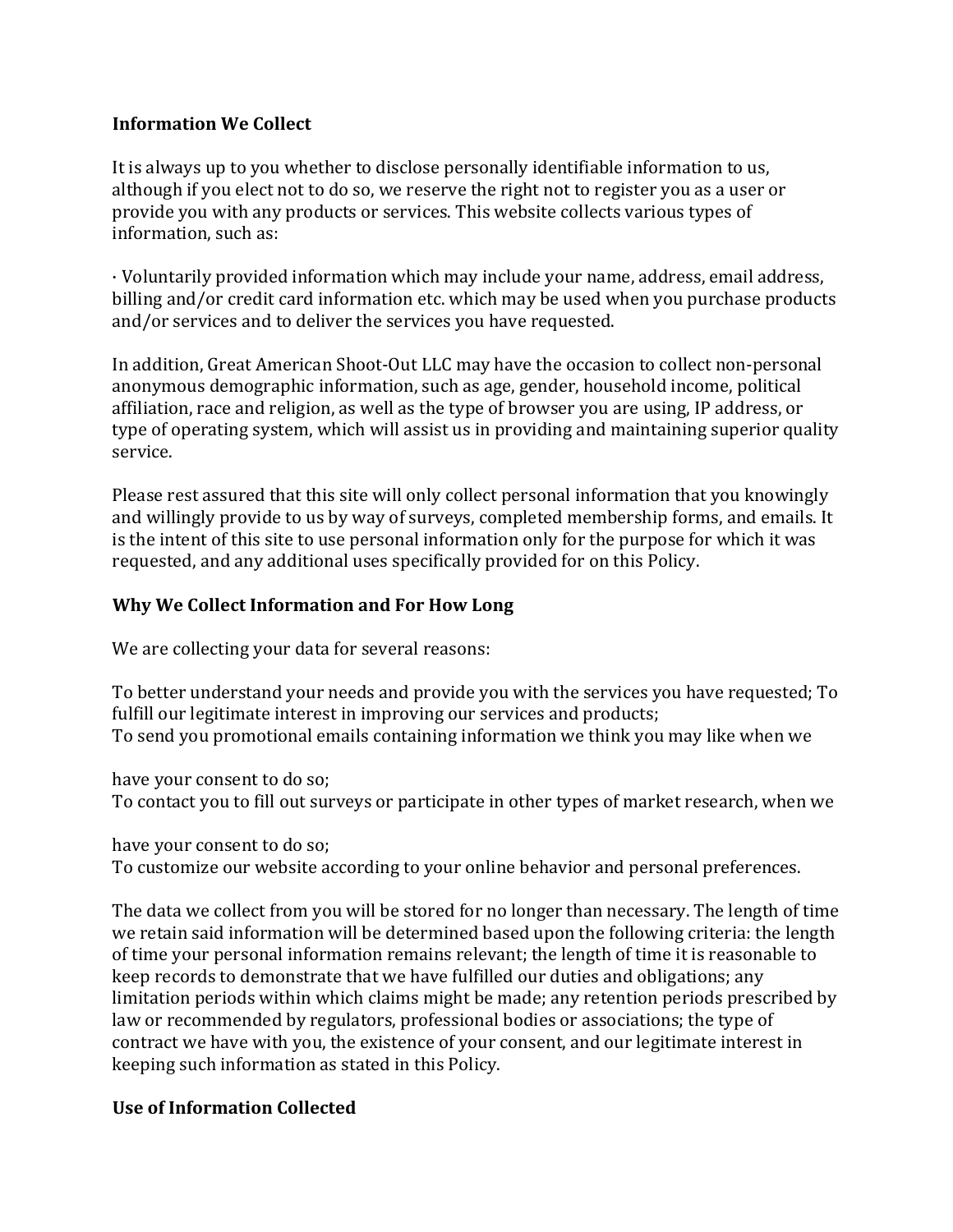**Information We Collect**

It is always up to you whether to disclose personally identifiable information to us, although if you elect not to do so, we reserve the right not to register you as a user or provide you with any products or services. This website collects various types of information, such as:

· Voluntarily provided information which may include your name, address, email address, billing and/or credit card information etc. which may be used when you purchase products and/or services and to deliver the services you have requested.

In addition, Great American Shoot-Out LLC may have the occasion to collect non-personal anonymous demographic information, such as age, gender, household income, political affiliation, race and religion, as well as the type of browser you are using, IP address, or type of operating system, which will assist us in providing and maintaining superior quality service.

Please rest assured that this site will only collect personal information that you knowingly and willingly provide to us by way of surveys, completed membership forms, and emails. It is the intent of this site to use personal information only for the purpose for which it was requested, and any additional uses specifically provided for on this Policy.

**Why We Collect Information and For How Long**

We are collecting your data for several reasons:

To better understand your needs and provide you with the services you have requested; To fulfill our legitimate interest in improving our services and products;
To send you promotional emails containing information we think you may like when we have your consent to do so;
To contact you to fill out surveys or participate in other types of market research, when we have your consent to do so;
To customize our website according to your online behavior and personal preferences.

The data we collect from you will be stored for no longer than necessary. The length of time we retain said information will be determined based upon the following criteria: the length of time your personal information remains relevant; the length of time it is reasonable to keep records to demonstrate that we have fulfilled our duties and obligations; any limitation periods within which claims might be made; any retention periods prescribed by law or recommended by regulators, professional bodies or associations; the type of contract we have with you, the existence of your consent, and our legitimate interest in keeping such information as stated in this Policy.

**Use of Information Collected**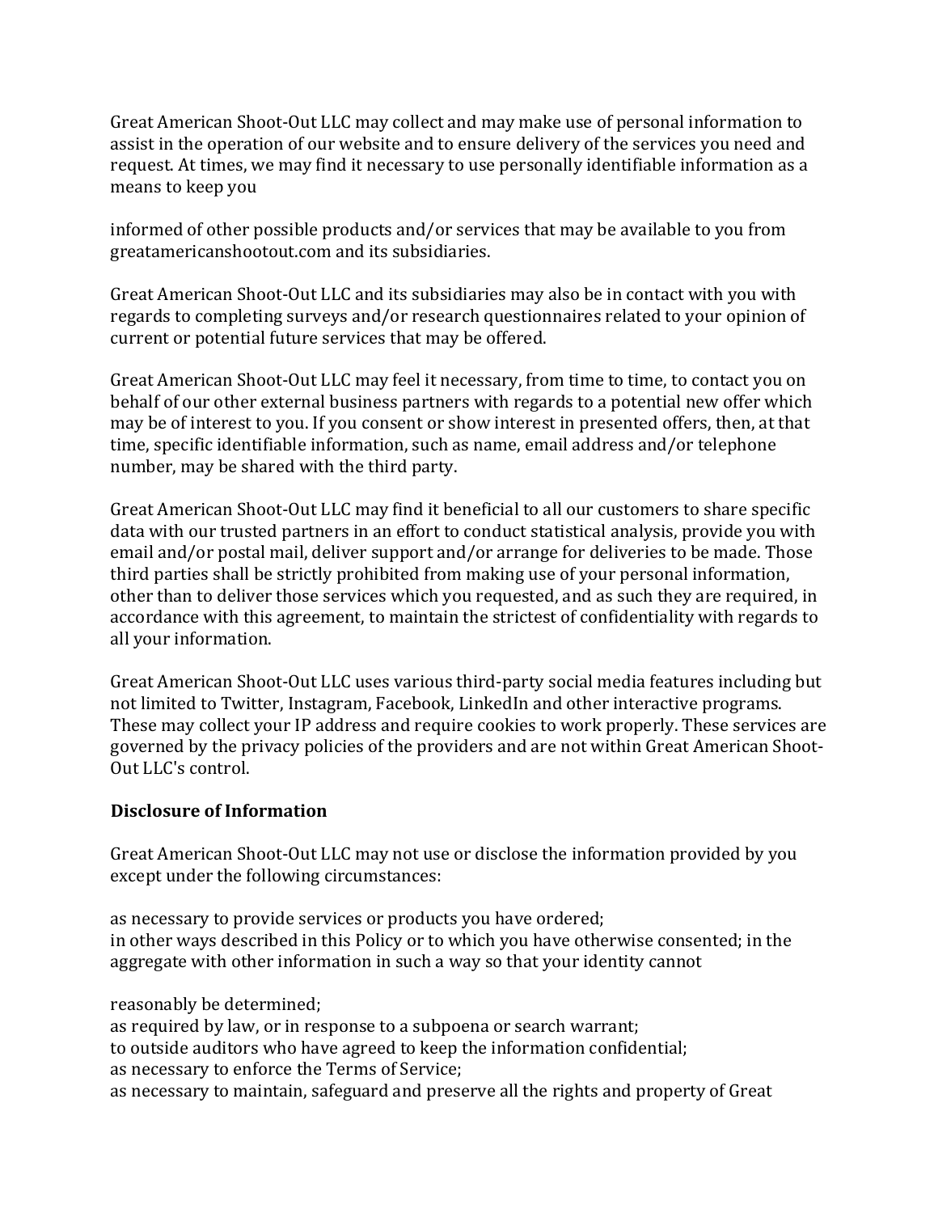Great American Shoot-Out LLC may collect and may make use of personal information to assist in the operation of our website and to ensure delivery of the services you need and request. At times, we may find it necessary to use personally identifiable information as a means to keep you

informed of other possible products and/or services that may be available to you from greatamericanshootout.com and its subsidiaries.

Great American Shoot-Out LLC and its subsidiaries may also be in contact with you with regards to completing surveys and/or research questionnaires related to your opinion of current or potential future services that may be offered.

Great American Shoot-Out LLC may feel it necessary, from time to time, to contact you on behalf of our other external business partners with regards to a potential new offer which may be of interest to you. If you consent or show interest in presented offers, then, at that time, specific identifiable information, such as name, email address and/or telephone number, may be shared with the third party.

Great American Shoot-Out LLC may find it beneficial to all our customers to share specific data with our trusted partners in an effort to conduct statistical analysis, provide you with email and/or postal mail, deliver support and/or arrange for deliveries to be made. Those third parties shall be strictly prohibited from making use of your personal information, other than to deliver those services which you requested, and as such they are required, in accordance with this agreement, to maintain the strictest of confidentiality with regards to all your information.

Great American Shoot-Out LLC uses various third-party social media features including but not limited to Twitter, Instagram, Facebook, LinkedIn and other interactive programs. These may collect your IP address and require cookies to work properly. These services are governed by the privacy policies of the providers and are not within Great American Shoot-Out LLC's control.

**Disclosure of Information**

Great American Shoot-Out LLC may not use or disclose the information provided by you except under the following circumstances:

as necessary to provide services or products you have ordered;
in other ways described in this Policy or to which you have otherwise consented; in the aggregate with other information in such a way so that your identity cannot

reasonably be determined;
as required by law, or in response to a subpoena or search warrant;
to outside auditors who have agreed to keep the information confidential;
as necessary to enforce the Terms of Service;
as necessary to maintain, safeguard and preserve all the rights and property of Great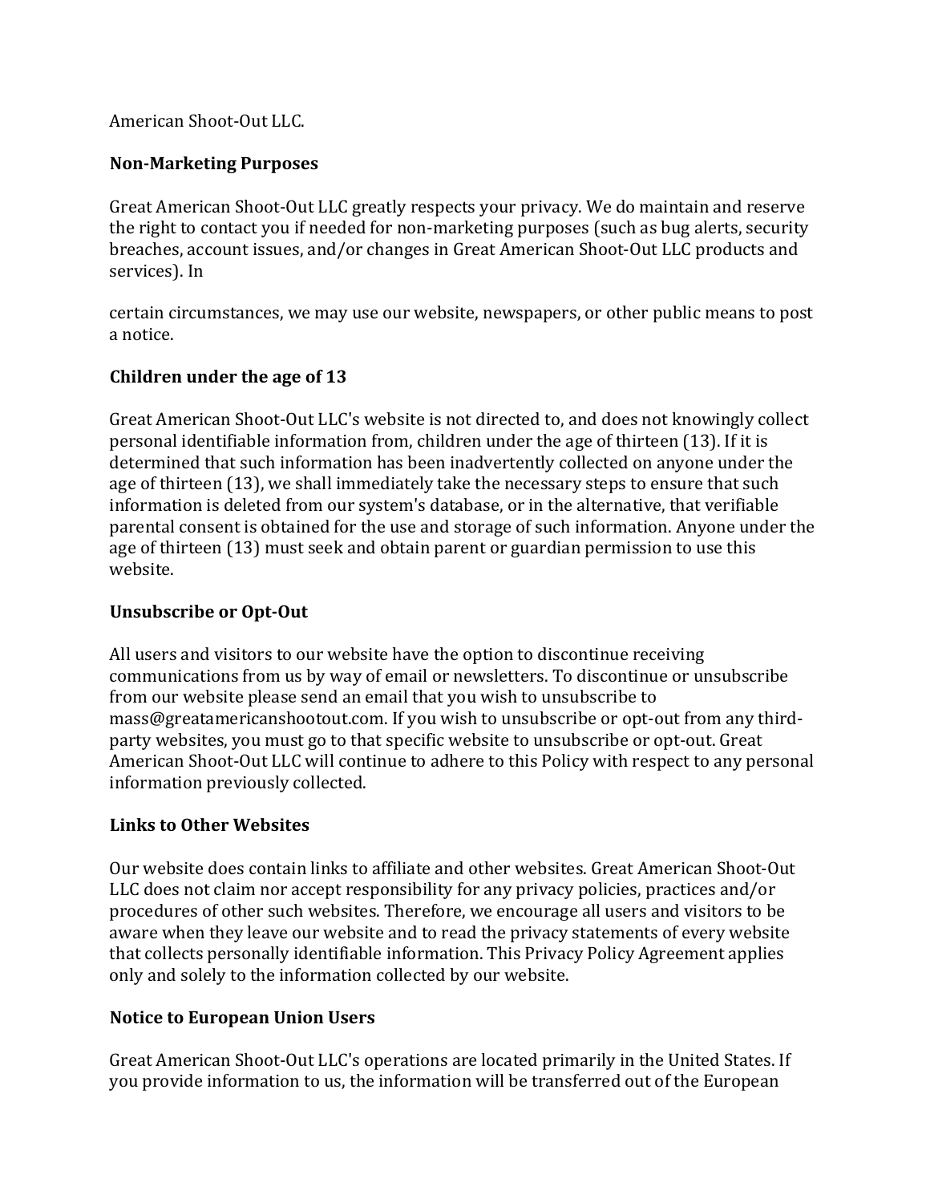American Shoot-Out LLC.

**Non-Marketing Purposes**

Great American Shoot-Out LLC greatly respects your privacy. We do maintain and reserve the right to contact you if needed for non-marketing purposes (such as bug alerts, security breaches, account issues, and/or changes in Great American Shoot-Out LLC products and services). In

certain circumstances, we may use our website, newspapers, or other public means to post a notice.

**Children under the age of 13**

Great American Shoot-Out LLC's website is not directed to, and does not knowingly collect personal identifiable information from, children under the age of thirteen (13). If it is determined that such information has been inadvertently collected on anyone under the age of thirteen (13), we shall immediately take the necessary steps to ensure that such information is deleted from our system's database, or in the alternative, that verifiable parental consent is obtained for the use and storage of such information. Anyone under the age of thirteen (13) must seek and obtain parent or guardian permission to use this website.

**Unsubscribe or Opt-Out**

All users and visitors to our website have the option to discontinue receiving communications from us by way of email or newsletters. To discontinue or unsubscribe from our website please send an email that you wish to unsubscribe to mass@greatamericanshootout.com. If you wish to unsubscribe or opt-out from any third-party websites, you must go to that specific website to unsubscribe or opt-out. Great American Shoot-Out LLC will continue to adhere to this Policy with respect to any personal information previously collected.

**Links to Other Websites**

Our website does contain links to affiliate and other websites. Great American Shoot-Out LLC does not claim nor accept responsibility for any privacy policies, practices and/or procedures of other such websites. Therefore, we encourage all users and visitors to be aware when they leave our website and to read the privacy statements of every website that collects personally identifiable information. This Privacy Policy Agreement applies only and solely to the information collected by our website.

**Notice to European Union Users**

Great American Shoot-Out LLC's operations are located primarily in the United States. If you provide information to us, the information will be transferred out of the European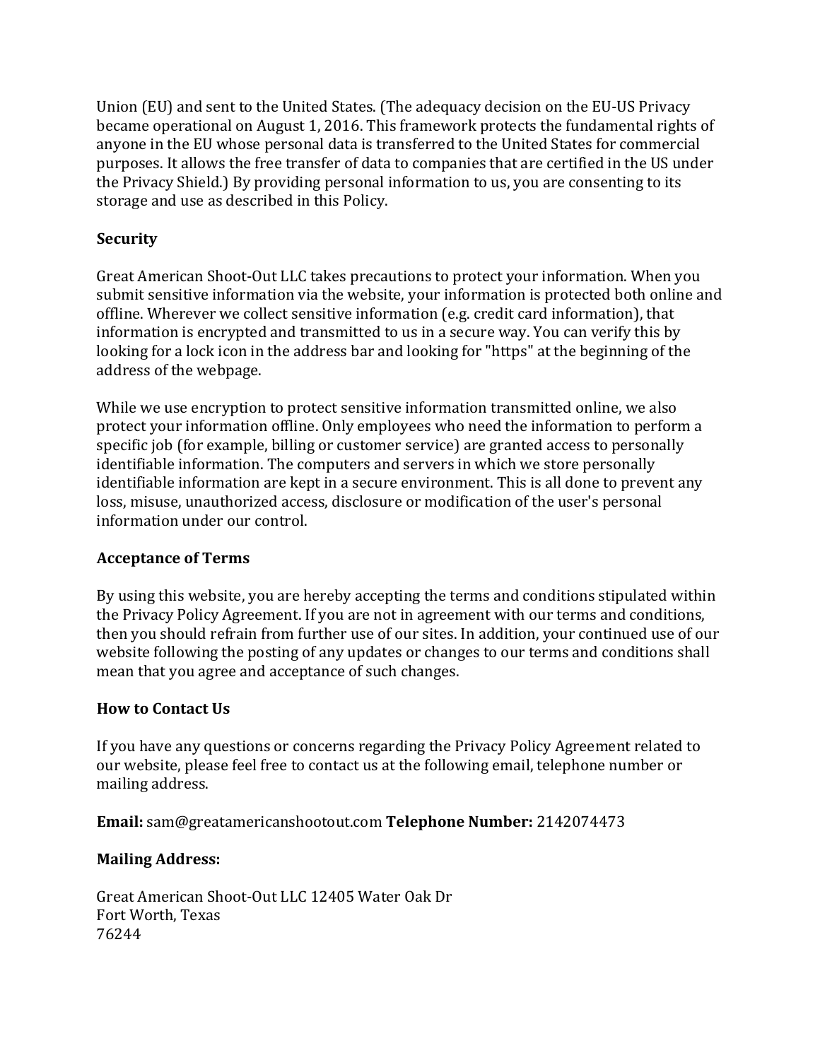Union (EU) and sent to the United States. (The adequacy decision on the EU-US Privacy became operational on August 1, 2016. This framework protects the fundamental rights of anyone in the EU whose personal data is transferred to the United States for commercial purposes. It allows the free transfer of data to companies that are certified in the US under the Privacy Shield.) By providing personal information to us, you are consenting to its storage and use as described in this Policy.

**Security**

Great American Shoot-Out LLC takes precautions to protect your information. When you submit sensitive information via the website, your information is protected both online and offline. Wherever we collect sensitive information (e.g. credit card information), that information is encrypted and transmitted to us in a secure way. You can verify this by looking for a lock icon in the address bar and looking for "https" at the beginning of the address of the webpage.

While we use encryption to protect sensitive information transmitted online, we also protect your information offline. Only employees who need the information to perform a specific job (for example, billing or customer service) are granted access to personally identifiable information. The computers and servers in which we store personally identifiable information are kept in a secure environment. This is all done to prevent any loss, misuse, unauthorized access, disclosure or modification of the user's personal information under our control.

**Acceptance of Terms**

By using this website, you are hereby accepting the terms and conditions stipulated within the Privacy Policy Agreement. If you are not in agreement with our terms and conditions, then you should refrain from further use of our sites. In addition, your continued use of our website following the posting of any updates or changes to our terms and conditions shall mean that you agree and acceptance of such changes.

**How to Contact Us**

If you have any questions or concerns regarding the Privacy Policy Agreement related to our website, please feel free to contact us at the following email, telephone number or mailing address.

**Email:** sam@greatamericanshootout.com **Telephone Number:** 2142074473

**Mailing Address:**

Great American Shoot-Out LLC 12405 Water Oak Dr
Fort Worth, Texas
76244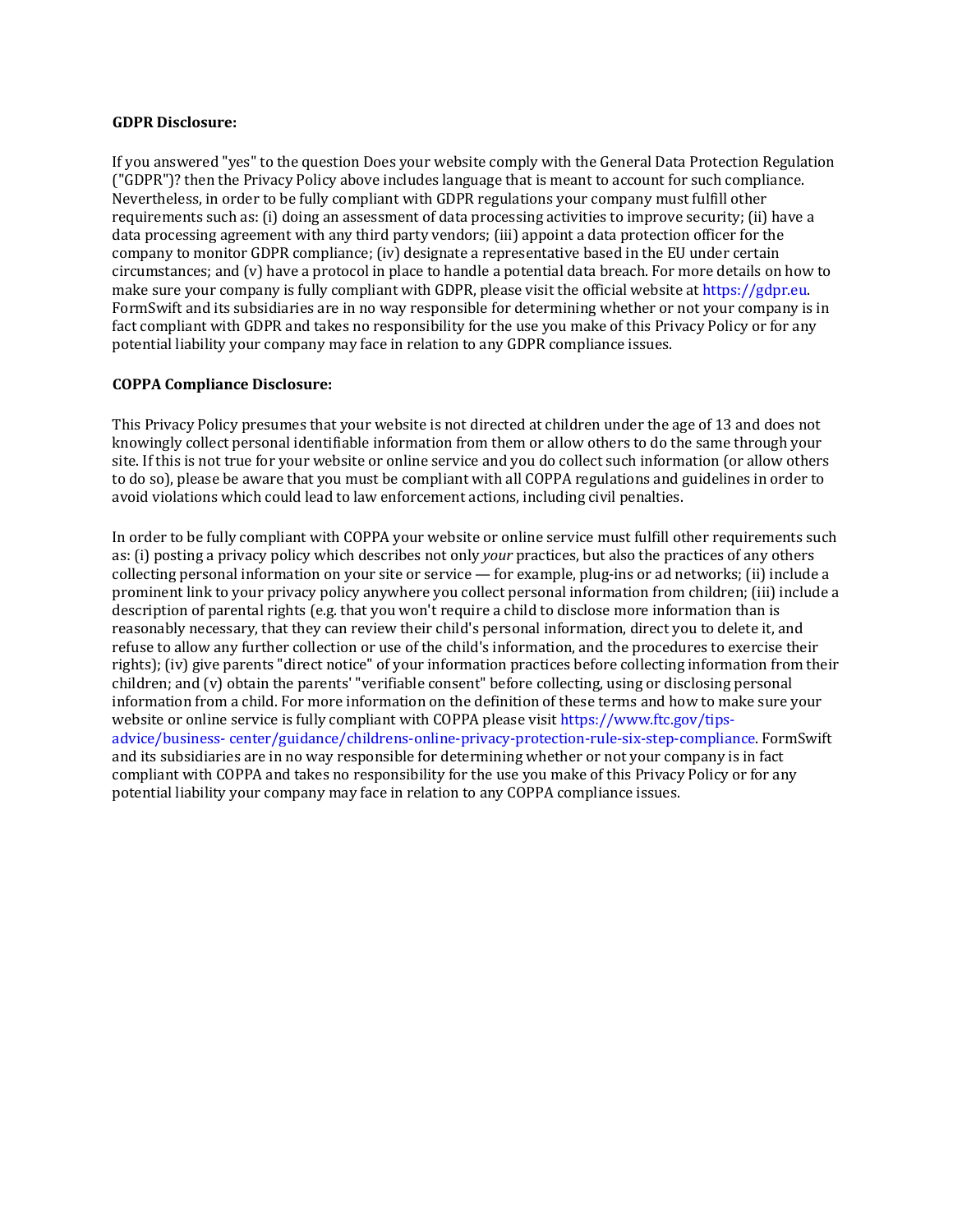**GDPR Disclosure:**

If you answered "yes" to the question Does your website comply with the General Data Protection Regulation ("GDPR")? then the Privacy Policy above includes language that is meant to account for such compliance. Nevertheless, in order to be fully compliant with GDPR regulations your company must fulfill other requirements such as: (i) doing an assessment of data processing activities to improve security; (ii) have a data processing agreement with any third party vendors; (iii) appoint a data protection officer for the company to monitor GDPR compliance; (iv) designate a representative based in the EU under certain circumstances; and (v) have a protocol in place to handle a potential data breach. For more details on how to make sure your company is fully compliant with GDPR, please visit the official website at https://gdpr.eu. FormSwift and its subsidiaries are in no way responsible for determining whether or not your company is in fact compliant with GDPR and takes no responsibility for the use you make of this Privacy Policy or for any potential liability your company may face in relation to any GDPR compliance issues.

**COPPA Compliance Disclosure:**

This Privacy Policy presumes that your website is not directed at children under the age of 13 and does not knowingly collect personal identifiable information from them or allow others to do the same through your site. If this is not true for your website or online service and you do collect such information (or allow others to do so), please be aware that you must be compliant with all COPPA regulations and guidelines in order to avoid violations which could lead to law enforcement actions, including civil penalties.

In order to be fully compliant with COPPA your website or online service must fulfill other requirements such as: (i) posting a privacy policy which describes not only *your* practices, but also the practices of any others collecting personal information on your site or service — for example, plug-ins or ad networks; (ii) include a prominent link to your privacy policy anywhere you collect personal information from children; (iii) include a description of parental rights (e.g. that you won't require a child to disclose more information than is reasonably necessary, that they can review their child's personal information, direct you to delete it, and refuse to allow any further collection or use of the child's information, and the procedures to exercise their rights); (iv) give parents "direct notice" of your information practices before collecting information from their children; and (v) obtain the parents' "verifiable consent" before collecting, using or disclosing personal information from a child. For more information on the definition of these terms and how to make sure your website or online service is fully compliant with COPPA please visit https://www.ftc.gov/tips-advice/business- center/guidance/childrens-online-privacy-protection-rule-six-step-compliance. FormSwift and its subsidiaries are in no way responsible for determining whether or not your company is in fact compliant with COPPA and takes no responsibility for the use you make of this Privacy Policy or for any potential liability your company may face in relation to any COPPA compliance issues.